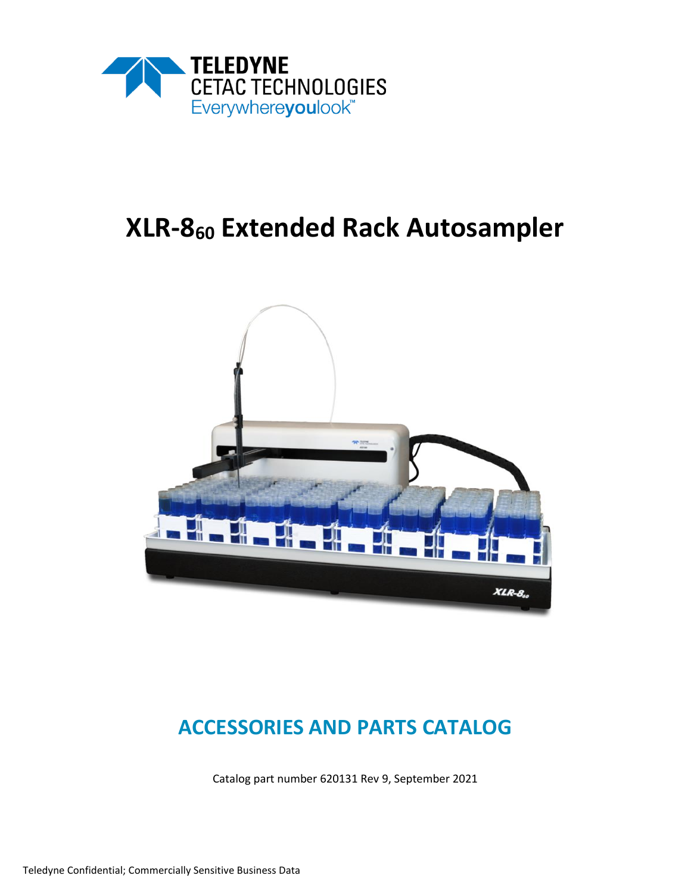TELEDYNE
CETAC TECHNOLOGIES
Everywhere**you**look™

# XLR-$8_{60}$ Extended Rack Autosampler

## ACCESSORIES AND PARTS CATALOG

Catalog part number 620131 Rev 9, September 2021

Teledyne Confidential; Commercially Sensitive Business Data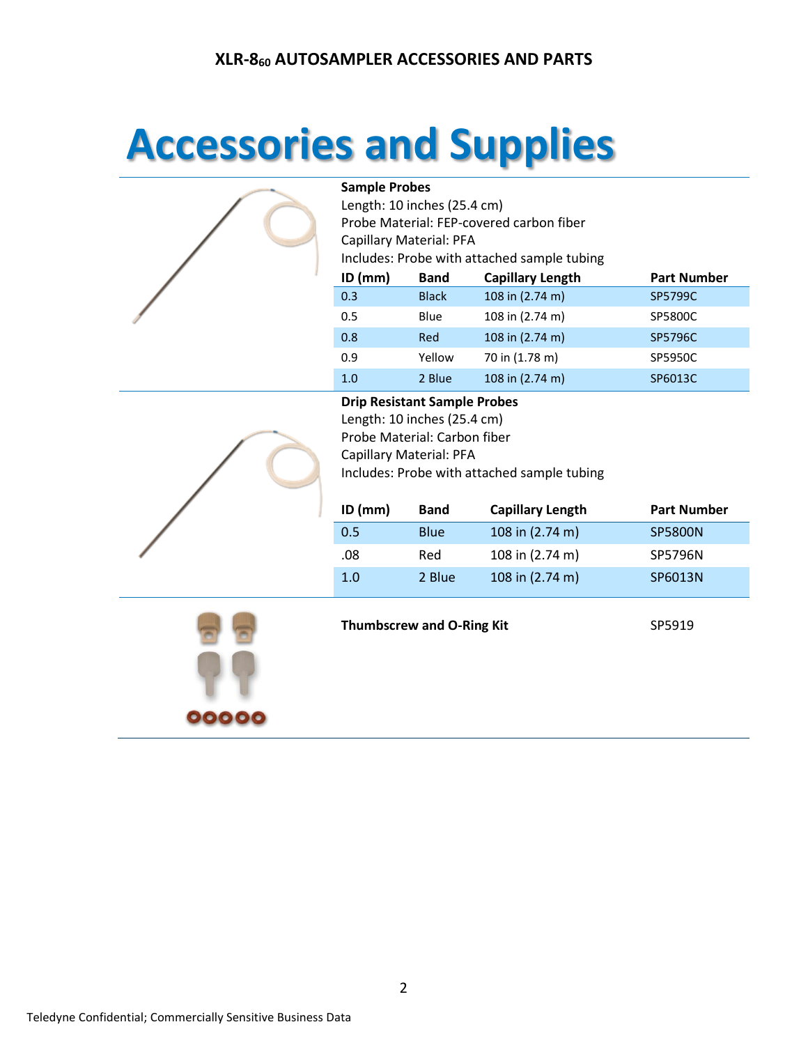# Accessories and Supplies

**Sample Probes**
Length: 10 inches (25.4 cm)
Probe Material: FEP-covered carbon fiber
Capillary Material: PFA
Includes: Probe with attached sample tubing

| ID (mm) | Band | Capillary Length | Part Number |
|---|---|---|---|
| 0.3 | Black | 108 in (2.74 m) | SP5799C |
| 0.5 | Blue | 108 in (2.74 m) | SP5800C |
| 0.8 | Red | 108 in (2.74 m) | SP5796C |
| 0.9 | Yellow | 70 in (1.78 m) | SP5950C |
| 1.0 | 2 Blue | 108 in (2.74 m) | SP6013C |

**Drip Resistant Sample Probes**
Length: 10 inches (25.4 cm)
Probe Material: Carbon fiber
Capillary Material: PFA
Includes: Probe with attached sample tubing

| ID (mm) | Band | Capillary Length | Part Number |
|---|---|---|---|
| 0.5 | Blue | 108 in (2.74 m) | SP5800N |
| .08 | Red | 108 in (2.74 m) | SP5796N |
| 1.0 | 2 Blue | 108 in (2.74 m) | SP6013N |

**Thumbscrew and O-Ring Kit** SP5919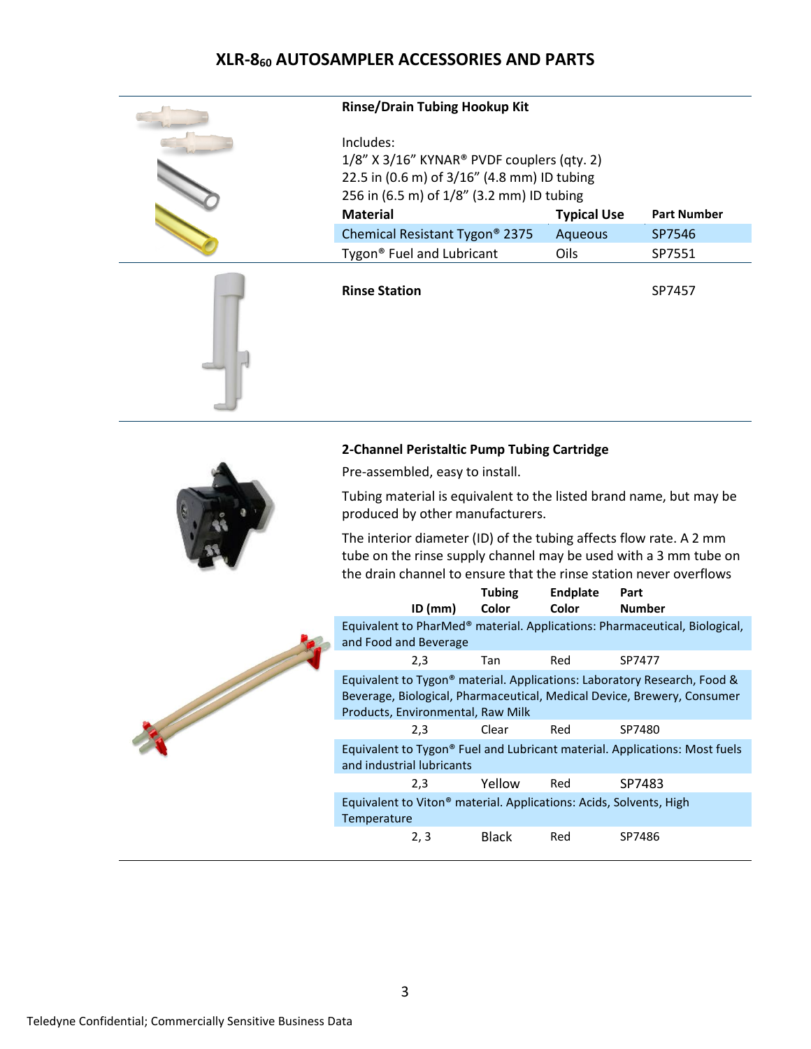# XLR-8$_{60}$ AUTOSAMPLER ACCESSORIES AND PARTS

### Rinse/Drain Tubing Hookup Kit

Includes:
1/8” X 3/16” KYNAR® PVDF couplers (qty. 2)
22.5 in (0.6 m) of 3/16” (4.8 mm) ID tubing
256 in (6.5 m) of 1/8” (3.2 mm) ID tubing

| Material | Typical Use | Part Number |
|---|---|---|
| Chemical Resistant Tygon® 2375 | Aqueous | SP7546 |
| Tygon® Fuel and Lubricant | Oils | SP7551 |

### Rinse Station

SP7457

### 2-Channel Peristaltic Pump Tubing Cartridge

Pre-assembled, easy to install.

Tubing material is equivalent to the listed brand name, but may be produced by other manufacturers.

The interior diameter (ID) of the tubing affects flow rate. A 2 mm tube on the rinse supply channel may be used with a 3 mm tube on the drain channel to ensure that the rinse station never overflows

| ID (mm) | Tubing Color | Endplate Color | Part Number |
|---|---|---|---|
| Equivalent to PharMed® material. Applications: Pharmaceutical, Biological, and Food and Beverage | | | |
| 2,3 | Tan | Red | SP7477 |
| Equivalent to Tygon® material. Applications: Laboratory Research, Food & Beverage, Biological, Pharmaceutical, Medical Device, Brewery, Consumer Products, Environmental, Raw Milk | | | |
| 2,3 | Clear | Red | SP7480 |
| Equivalent to Tygon® Fuel and Lubricant material. Applications: Most fuels and industrial lubricants | | | |
| 2,3 | Yellow | Red | SP7483 |
| Equivalent to Viton® material. Applications: Acids, Solvents, High Temperature | | | |
| 2, 3 | Black | Red | SP7486 |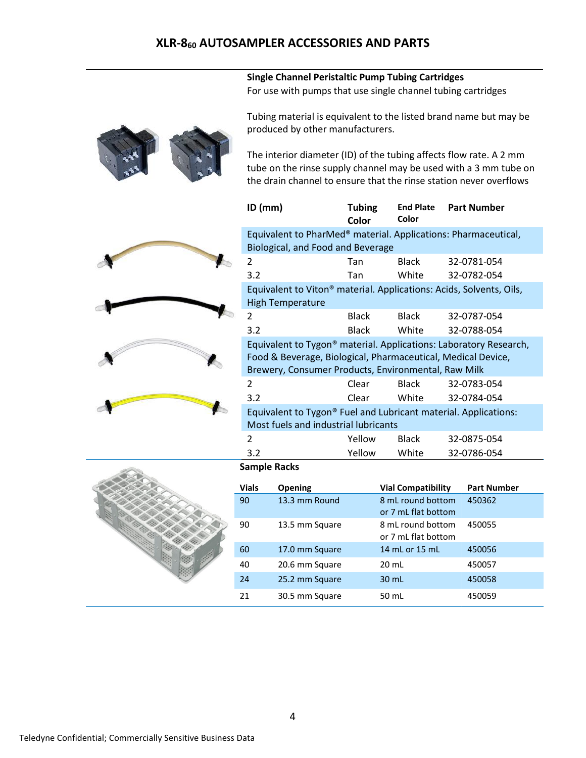# XLR-8$_{60}$ AUTOSAMPLER ACCESSORIES AND PARTS

### Single Channel Peristaltic Pump Tubing Cartridges

For use with pumps that use single channel tubing cartridges

Tubing material is equivalent to the listed brand name but may be produced by other manufacturers.

The interior diameter (ID) of the tubing affects flow rate. A 2 mm tube on the rinse supply channel may be used with a 3 mm tube on the drain channel to ensure that the rinse station never overflows

| ID (mm) | Tubing Color | End Plate Color | Part Number |
|---|---|---|---|
| Equivalent to PharMed® material. Applications: Pharmaceutical, Biological, and Food and Beverage | | | |
| 2 | Tan | Black | 32-0781-054 |
| 3.2 | Tan | White | 32-0782-054 |
| Equivalent to Viton® material. Applications: Acids, Solvents, Oils, High Temperature | | | |
| 2 | Black | Black | 32-0787-054 |
| 3.2 | Black | White | 32-0788-054 |
| Equivalent to Tygon® material. Applications: Laboratory Research, Food & Beverage, Biological, Pharmaceutical, Medical Device, Brewery, Consumer Products, Environmental, Raw Milk | | | |
| 2 | Clear | Black | 32-0783-054 |
| 3.2 | Clear | White | 32-0784-054 |
| Equivalent to Tygon® Fuel and Lubricant material. Applications: Most fuels and industrial lubricants | | | |
| 2 | Yellow | Black | 32-0875-054 |
| 3.2 | Yellow | White | 32-0786-054 |

### Sample Racks

| Vials | Opening | Vial Compatibility | Part Number |
|---|---|---|---|
| 90 | 13.3 mm Round | 8 mL round bottom or 7 mL flat bottom | 450362 |
| 90 | 13.5 mm Square | 8 mL round bottom or 7 mL flat bottom | 450055 |
| 60 | 17.0 mm Square | 14 mL or 15 mL | 450056 |
| 40 | 20.6 mm Square | 20 mL | 450057 |
| 24 | 25.2 mm Square | 30 mL | 450058 |
| 21 | 30.5 mm Square | 50 mL | 450059 |

Teledyne Confidential; Commercially Sensitive Business Data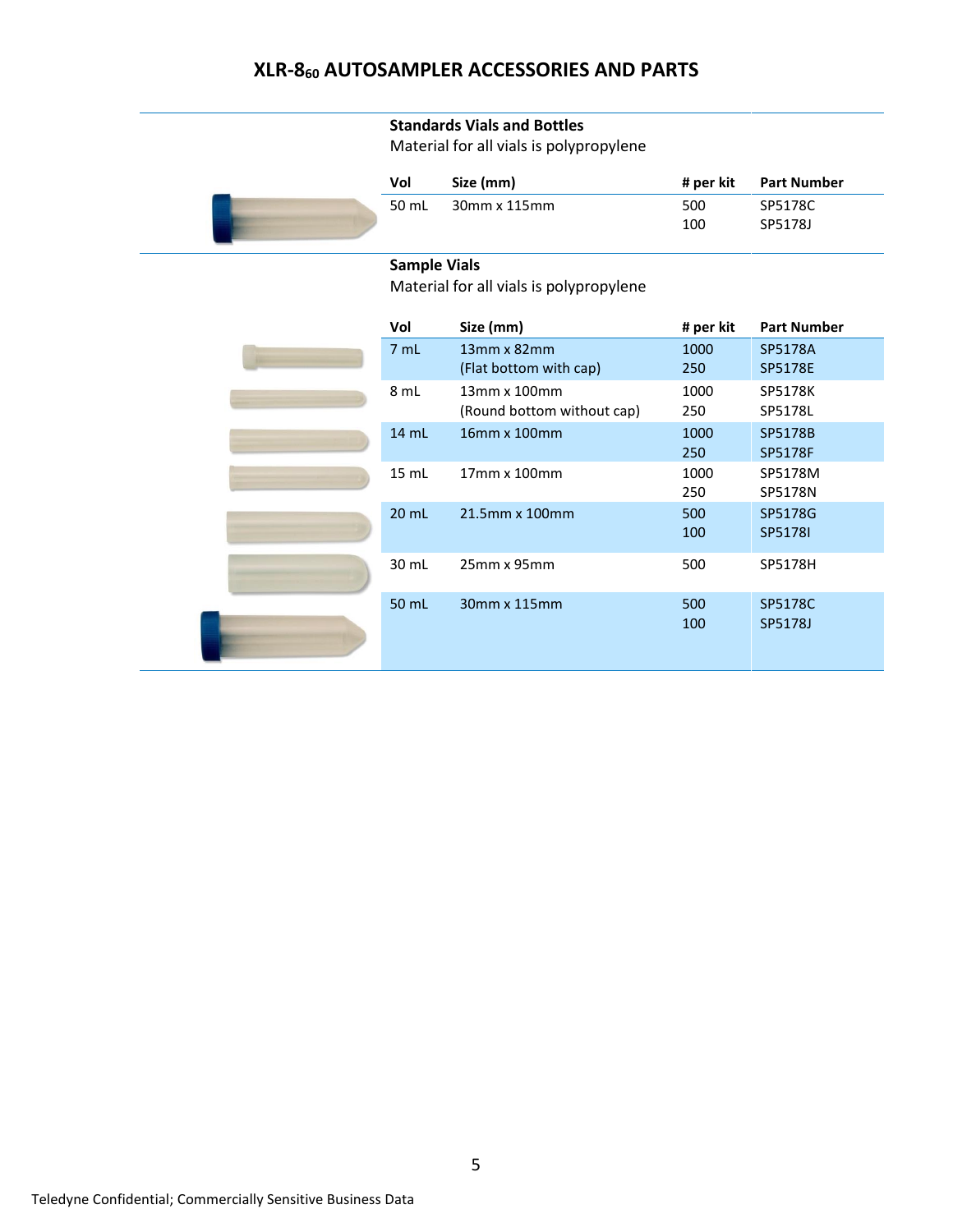# XLR-8$_{60}$ AUTOSAMPLER ACCESSORIES AND PARTS

**Standards Vials and Bottles**

Material for all vials is polypropylene

| Vol | Size (mm) | # per kit | Part Number |
|---|---|---|---|
| 50 mL | 30mm x 115mm | 500<br>100 | SP5178C<br>SP5178J |

**Sample Vials**

Material for all vials is polypropylene

| Vol | Size (mm) | # per kit | Part Number |
|---|---|---|---|
| 7 mL | 13mm x 82mm<br>(Flat bottom with cap) | 1000<br>250 | SP5178A<br>SP5178E |
| 8 mL | 13mm x 100mm<br>(Round bottom without cap) | 1000<br>250 | SP5178K<br>SP5178L |
| 14 mL | 16mm x 100mm | 1000<br>250 | SP5178B<br>SP5178F |
| 15 mL | 17mm x 100mm | 1000<br>250 | SP5178M<br>SP5178N |
| 20 mL | 21.5mm x 100mm | 500<br>100 | SP5178G<br>SP5178I |
| 30 mL | 25mm x 95mm | 500 | SP5178H |
| 50 mL | 30mm x 115mm | 500<br>100 | SP5178C<br>SP5178J |

Teledyne Confidential; Commercially Sensitive Business Data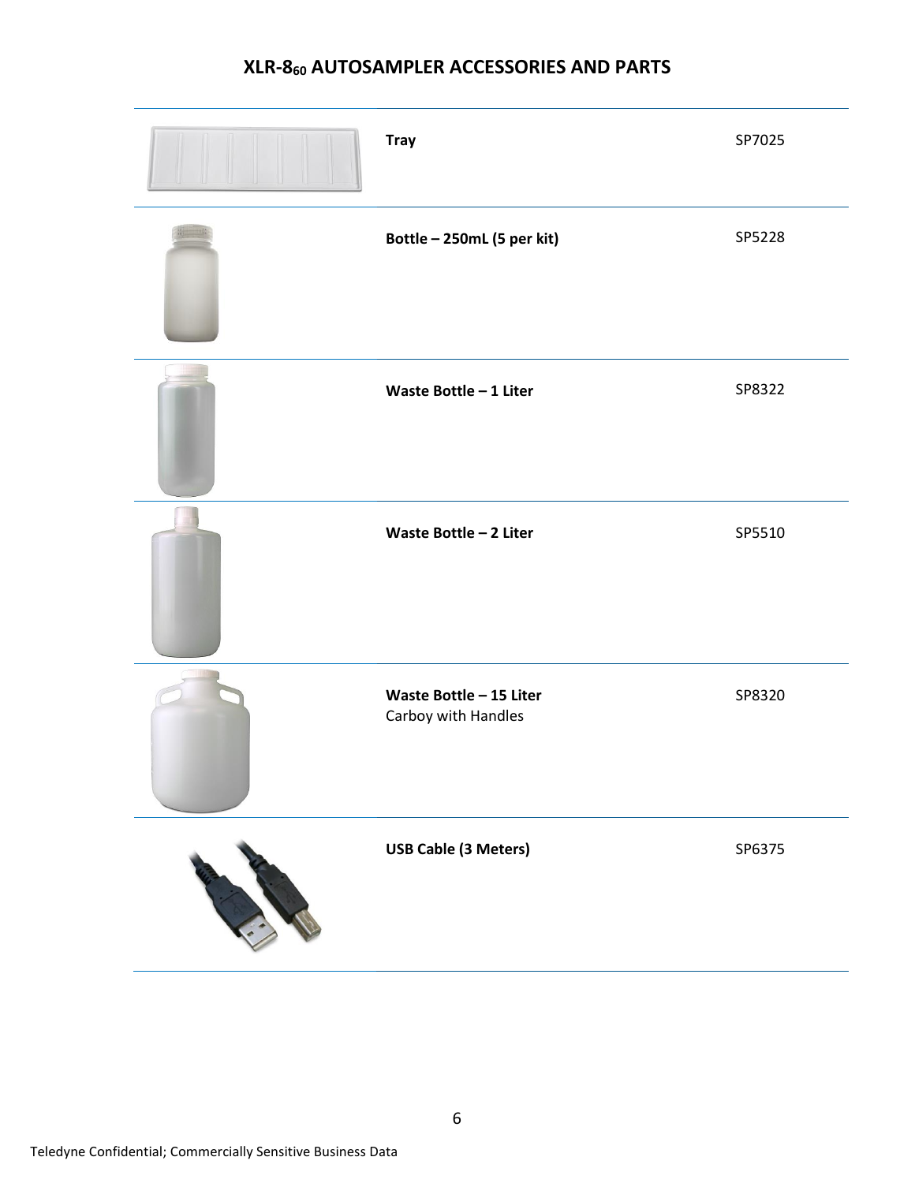# XLR-8$_{60}$ AUTOSAMPLER ACCESSORIES AND PARTS

| Item | Part Number |
| --- | --- |
| **Tray** | SP7025 |
| **Bottle – 250mL (5 per kit)** | SP5228 |
| **Waste Bottle – 1 Liter** | SP8322 |
| **Waste Bottle – 2 Liter** | SP5510 |
| **Waste Bottle – 15 Liter**<br>Carboy with Handles | SP8320 |
| **USB Cable (3 Meters)** | SP6375 |

Teledyne Confidential; Commercially Sensitive Business Data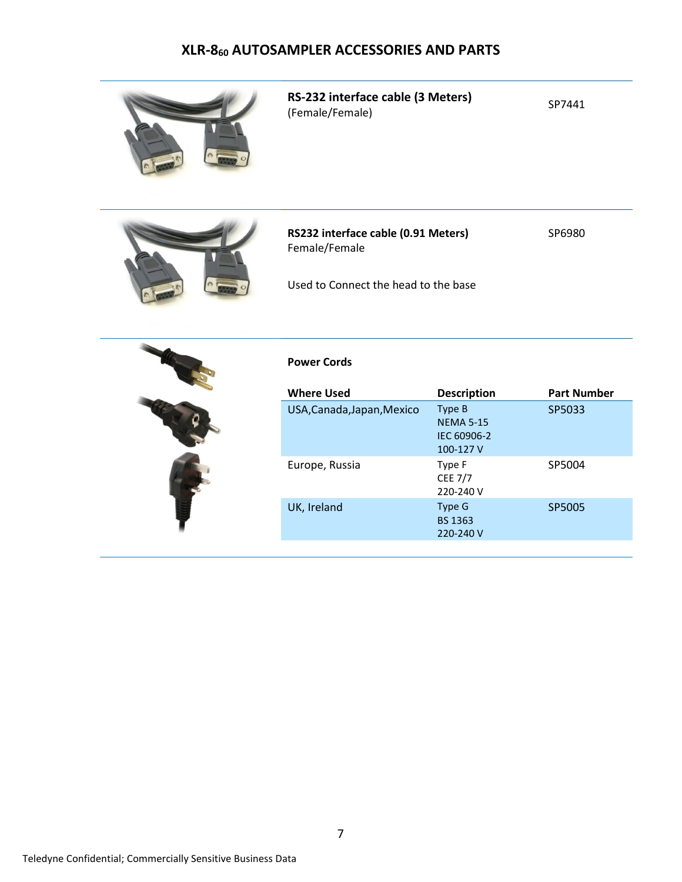# XLR-8$_{60}$ AUTOSAMPLER ACCESSORIES AND PARTS

**RS-232 interface cable (3 Meters)**
(Female/Female)

SP7441

**RS232 interface cable (0.91 Meters)**
Female/Female

Used to Connect the head to the base

SP6980

**Power Cords**

| Where Used | Description | Part Number |
|---|---|---|
| USA,Canada,Japan,Mexico | Type B<br>NEMA 5-15<br>IEC 60906-2<br>100-127 V | SP5033 |
| Europe, Russia | Type F<br>CEE 7/7<br>220-240 V | SP5004 |
| UK, Ireland | Type G<br>BS 1363<br>220-240 V | SP5005 |

Teledyne Confidential; Commercially Sensitive Business Data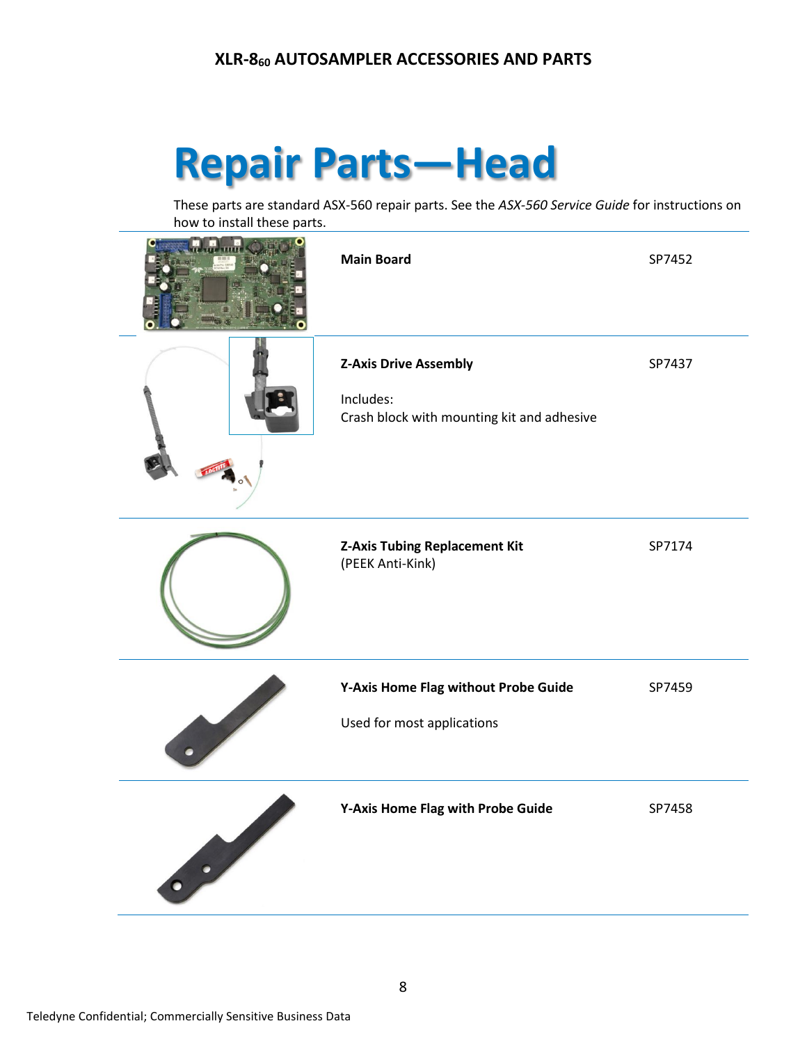# Repair Parts—Head

These parts are standard ASX-560 repair parts. See the *ASX-560 Service Guide* for instructions on how to install these parts.

| Part | Part Number |
| --- | --- |
| **Main Board** | SP7452 |
| **Z-Axis Drive Assembly**<br><br>Includes:<br>Crash block with mounting kit and adhesive | SP7437 |
| **Z-Axis Tubing Replacement Kit**<br>(PEEK Anti-Kink) | SP7174 |
| **Y-Axis Home Flag without Probe Guide**<br><br>Used for most applications | SP7459 |
| **Y-Axis Home Flag with Probe Guide** | SP7458 |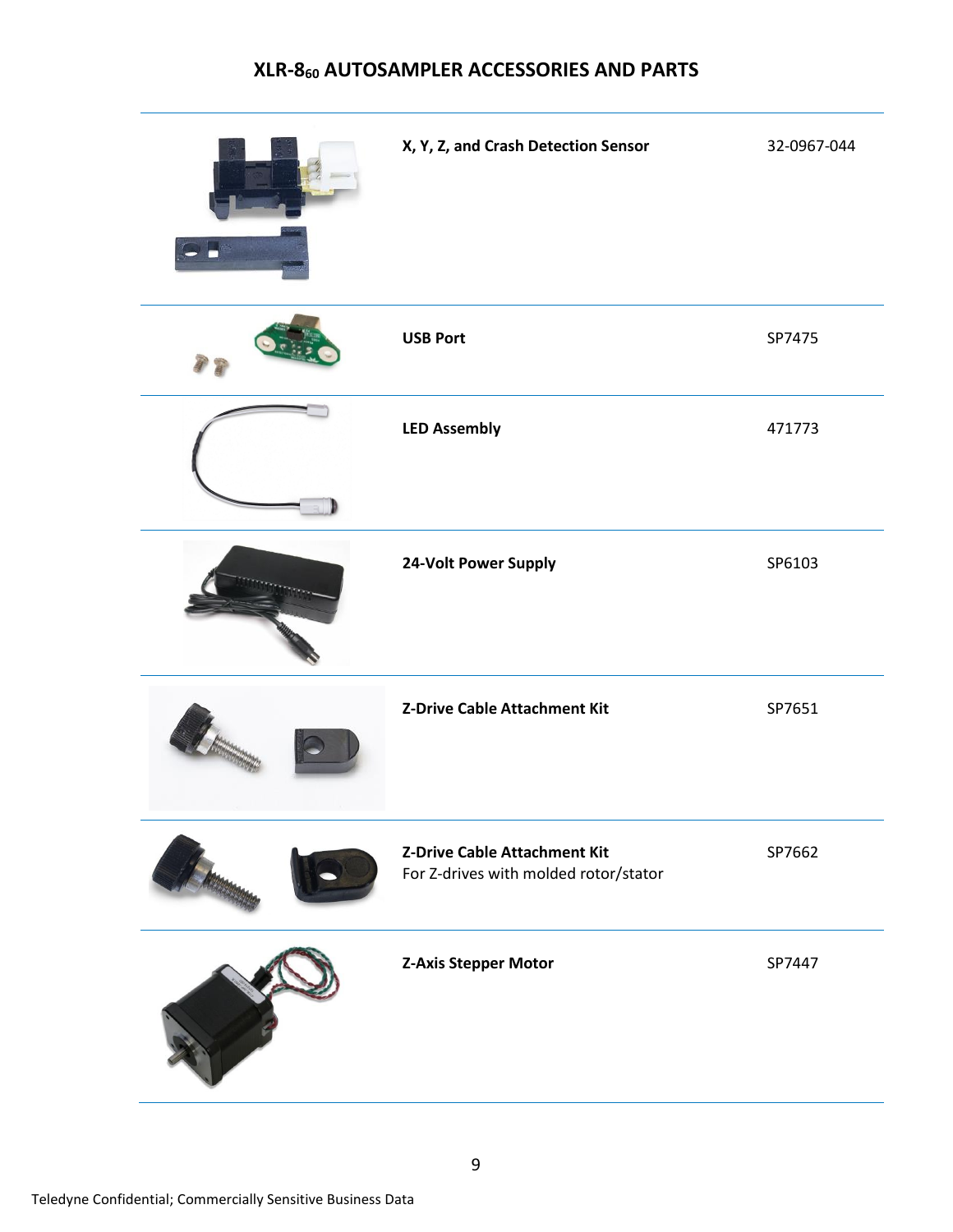# XLR-8$_{60}$ AUTOSAMPLER ACCESSORIES AND PARTS

| Part | Part Number |
| --- | --- |
| **X, Y, Z, and Crash Detection Sensor** | 32-0967-044 |
| **USB Port** | SP7475 |
| **LED Assembly** | 471773 |
| **24-Volt Power Supply** | SP6103 |
| **Z-Drive Cable Attachment Kit** | SP7651 |
| **Z-Drive Cable Attachment Kit** For Z-drives with molded rotor/stator | SP7662 |
| **Z-Axis Stepper Motor** | SP7447 |

Teledyne Confidential; Commercially Sensitive Business Data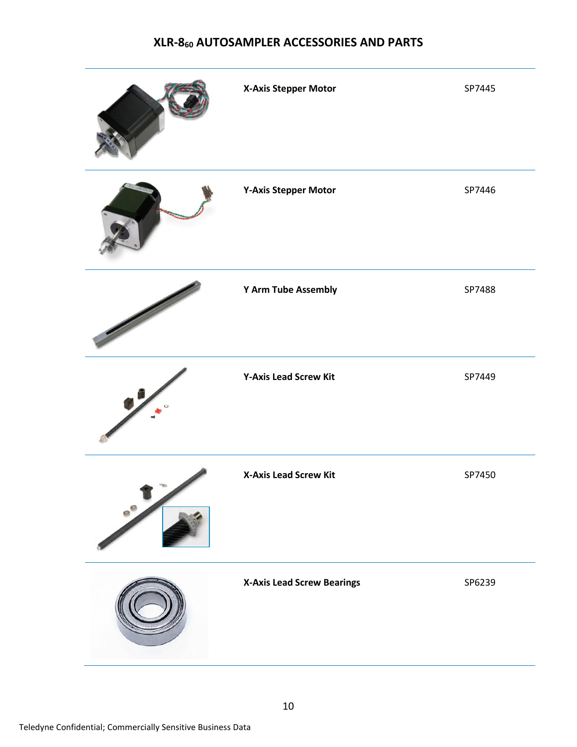## XLR-8$_{60}$ AUTOSAMPLER ACCESSORIES AND PARTS

| Part | Part Number |
| --- | --- |
| **X-Axis Stepper Motor** | SP7445 |
| **Y-Axis Stepper Motor** | SP7446 |
| **Y Arm Tube Assembly** | SP7488 |
| **Y-Axis Lead Screw Kit** | SP7449 |
| **X-Axis Lead Screw Kit** | SP7450 |
| **X-Axis Lead Screw Bearings** | SP6239 |

Teledyne Confidential; Commercially Sensitive Business Data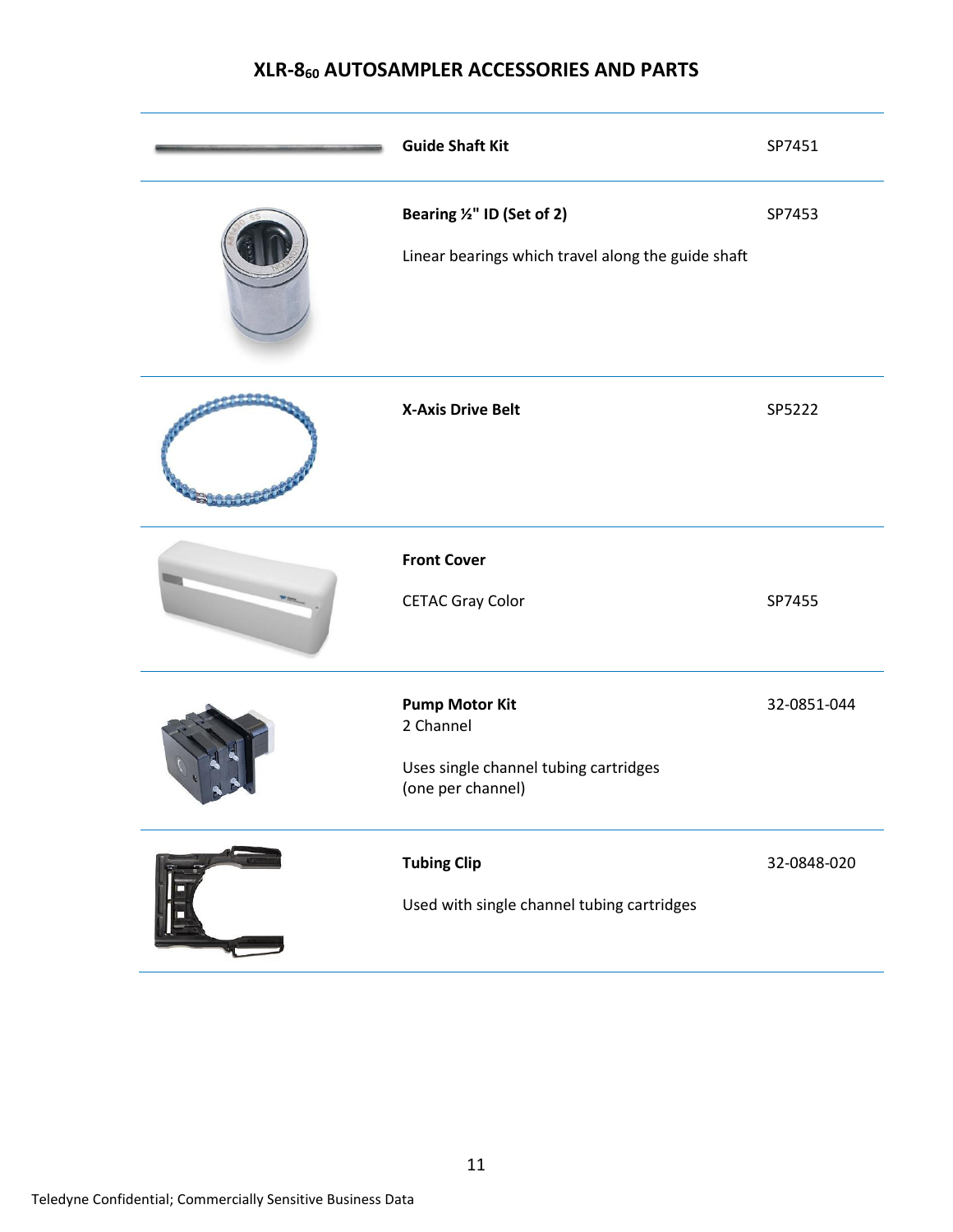# XLR-8$_{60}$ AUTOSAMPLER ACCESSORIES AND PARTS

| Description | Part Number |
| --- | --- |
| **Guide Shaft Kit** | SP7451 |
| **Bearing ½" ID (Set of 2)**<br><br>Linear bearings which travel along the guide shaft | SP7453 |
| **X-Axis Drive Belt** | SP5222 |
| **Front Cover**<br><br>CETAC Gray Color | SP7455 |
| **Pump Motor Kit**<br>2 Channel<br><br>Uses single channel tubing cartridges<br>(one per channel) | 32-0851-044 |
| **Tubing Clip**<br><br>Used with single channel tubing cartridges | 32-0848-020 |

Teledyne Confidential; Commercially Sensitive Business Data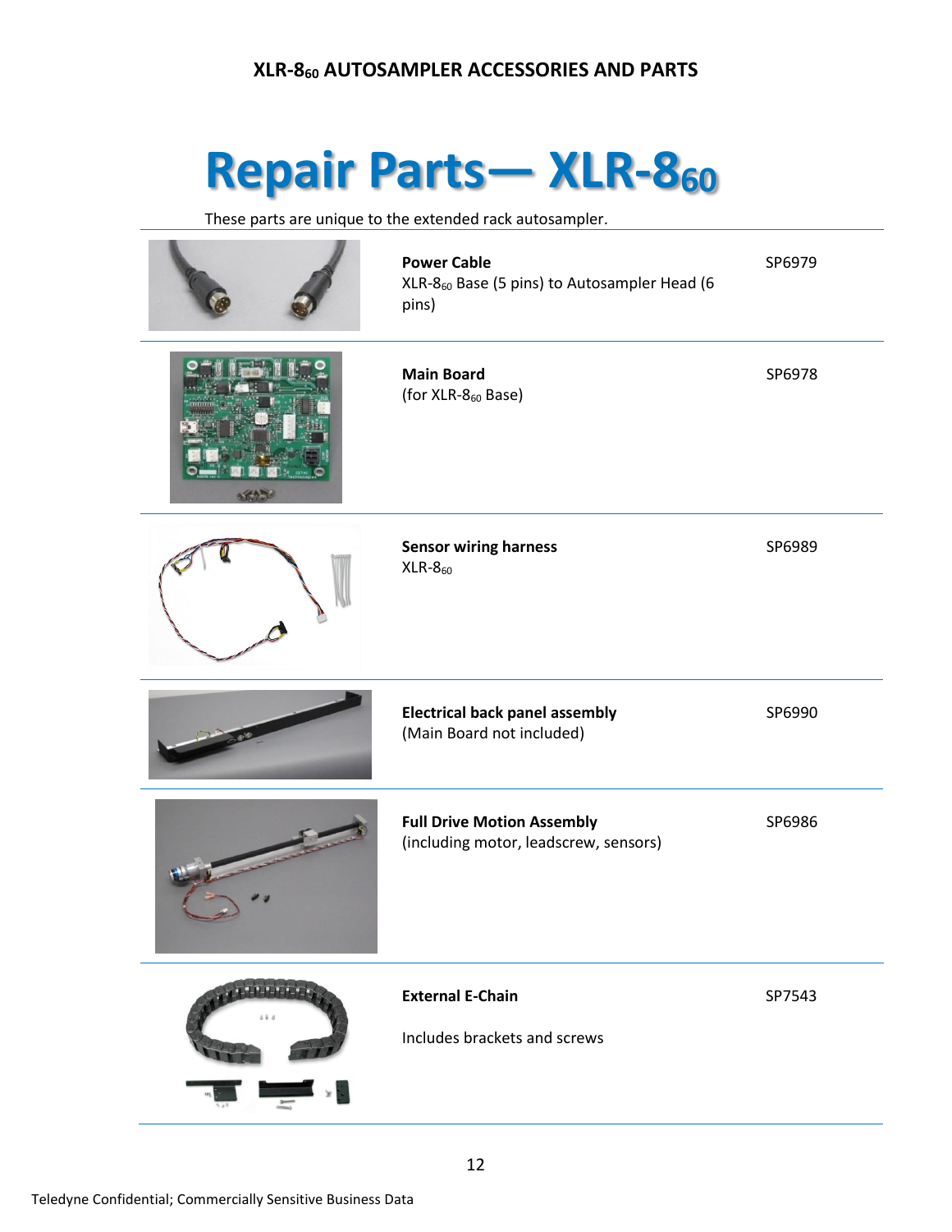# Repair Parts— XLR-$8_{60}$

These parts are unique to the extended rack autosampler.

| Description | Part Number |
|---|---|
| **Power Cable**<br>XLR-$8_{60}$ Base (5 pins) to Autosampler Head (6 pins) | SP6979 |
| **Main Board**<br>(for XLR-$8_{60}$ Base) | SP6978 |
| **Sensor wiring harness**<br>XLR-$8_{60}$ | SP6989 |
| **Electrical back panel assembly**<br>(Main Board not included) | SP6990 |
| **Full Drive Motion Assembly**<br>(including motor, leadscrew, sensors) | SP6986 |
| **External E-Chain**<br><br>Includes brackets and screws | SP7543 |

Teledyne Confidential; Commercially Sensitive Business Data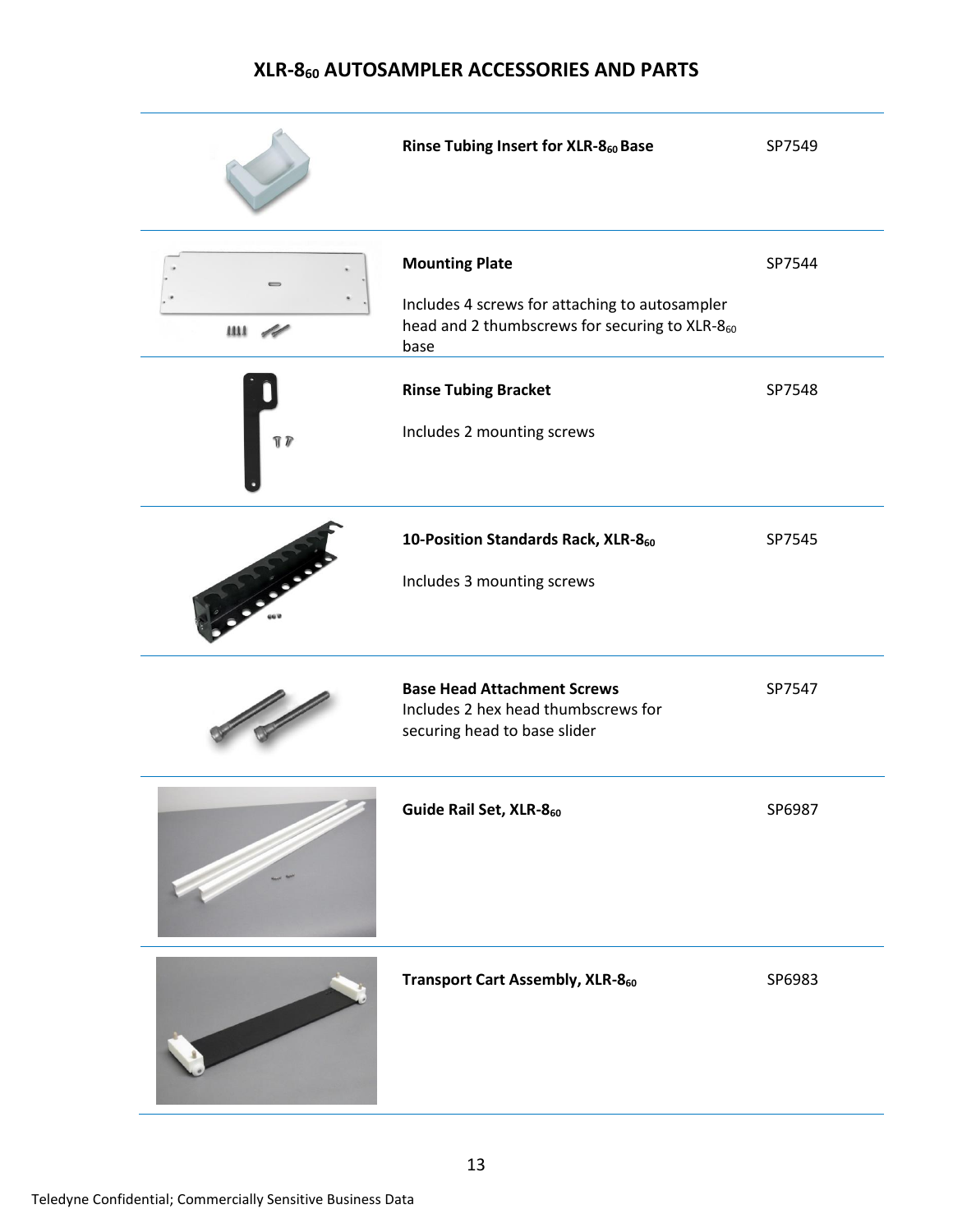# XLR-8$_{60}$ AUTOSAMPLER ACCESSORIES AND PARTS

| Description | Part Number |
|---|---|
| **Rinse Tubing Insert for XLR-8$_{60}$ Base** | SP7549 |
| **Mounting Plate**<br><br>Includes 4 screws for attaching to autosampler head and 2 thumbscrews for securing to XLR-8$_{60}$ base | SP7544 |
| **Rinse Tubing Bracket**<br><br>Includes 2 mounting screws | SP7548 |
| **10-Position Standards Rack, XLR-8$_{60}$**<br><br>Includes 3 mounting screws | SP7545 |
| **Base Head Attachment Screws**<br>Includes 2 hex head thumbscrews for securing head to base slider | SP7547 |
| **Guide Rail Set, XLR-8$_{60}$** | SP6987 |
| **Transport Cart Assembly, XLR-8$_{60}$** | SP6983 |

Teledyne Confidential; Commercially Sensitive Business Data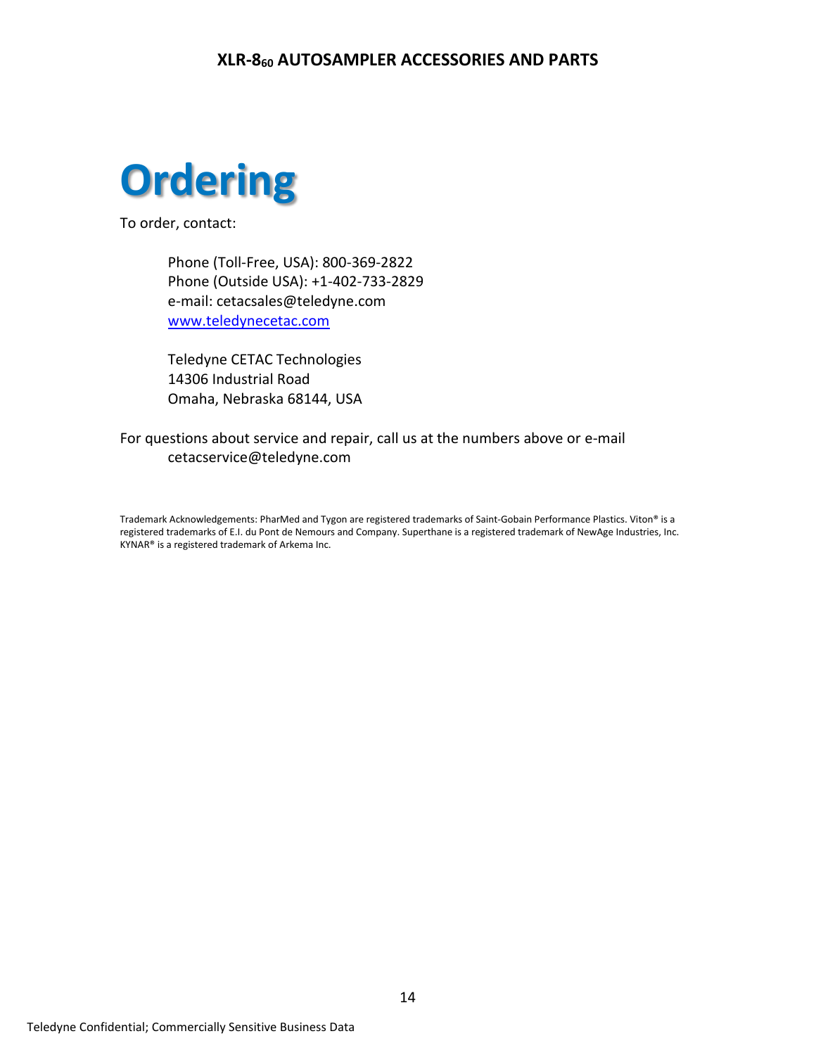# Ordering

To order, contact:

Phone (Toll-Free, USA): 800-369-2822
Phone (Outside USA): +1-402-733-2829
e-mail: cetacsales@teledyne.com
www.teledynecetac.com

Teledyne CETAC Technologies
14306 Industrial Road
Omaha, Nebraska 68144, USA

For questions about service and repair, call us at the numbers above or e-mail cetacservice@teledyne.com

Trademark Acknowledgements: PharMed and Tygon are registered trademarks of Saint-Gobain Performance Plastics. Viton® is a registered trademarks of E.I. du Pont de Nemours and Company. Superthane is a registered trademark of NewAge Industries, Inc. KYNAR® is a registered trademark of Arkema Inc.